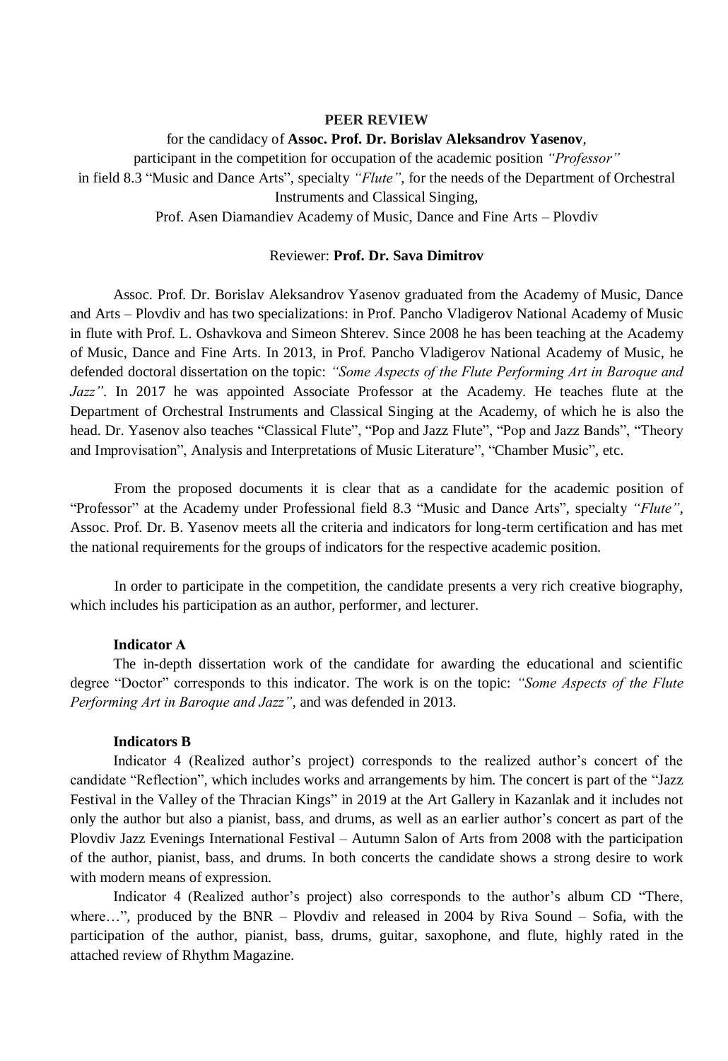**PEER REVIEW**

for the candidacy of **Assoc. Prof. Dr. Borislav Aleksandrov Yasenov**,
participant in the competition for occupation of the academic position *"Professor"*
in field 8.3 "Music and Dance Arts", specialty *"Flute"*, for the needs of the Department of Orchestral Instruments and Classical Singing,
Prof. Asen Diamandiev Academy of Music, Dance and Fine Arts – Plovdiv

Reviewer: **Prof. Dr. Sava Dimitrov**

Assoc. Prof. Dr. Borislav Aleksandrov Yasenov graduated from the Academy of Music, Dance and Arts – Plovdiv and has two specializations: in Prof. Pancho Vladigerov National Academy of Music in flute with Prof. L. Oshavkova and Simeon Shterev. Since 2008 he has been teaching at the Academy of Music, Dance and Fine Arts. In 2013, in Prof. Pancho Vladigerov National Academy of Music, he defended doctoral dissertation on the topic: *"Some Aspects of the Flute Performing Art in Baroque and Jazz"*. In 2017 he was appointed Associate Professor at the Academy. He teaches flute at the Department of Orchestral Instruments and Classical Singing at the Academy, of which he is also the head. Dr. Yasenov also teaches "Classical Flute", "Pop and Jazz Flute", "Pop and Jazz Bands", "Theory and Improvisation", Analysis and Interpretations of Music Literature", "Chamber Music", etc.

From the proposed documents it is clear that as a candidate for the academic position of "Professor" at the Academy under Professional field 8.3 "Music and Dance Arts", specialty *"Flute"*, Assoc. Prof. Dr. B. Yasenov meets all the criteria and indicators for long-term certification and has met the national requirements for the groups of indicators for the respective academic position.

In order to participate in the competition, the candidate presents a very rich creative biography, which includes his participation as an author, performer, and lecturer.

**Indicator A**

The in-depth dissertation work of the candidate for awarding the educational and scientific degree "Doctor" corresponds to this indicator. The work is on the topic: *"Some Aspects of the Flute Performing Art in Baroque and Jazz"*, and was defended in 2013.

**Indicators B**

Indicator 4 (Realized author's project) corresponds to the realized author's concert of the candidate "Reflection", which includes works and arrangements by him. The concert is part of the "Jazz Festival in the Valley of the Thracian Kings" in 2019 at the Art Gallery in Kazanlak and it includes not only the author but also a pianist, bass, and drums, as well as an earlier author's concert as part of the Plovdiv Jazz Evenings International Festival – Autumn Salon of Arts from 2008 with the participation of the author, pianist, bass, and drums. In both concerts the candidate shows a strong desire to work with modern means of expression.

Indicator 4 (Realized author's project) also corresponds to the author's album CD "There, where…", produced by the BNR – Plovdiv and released in 2004 by Riva Sound – Sofia, with the participation of the author, pianist, bass, drums, guitar, saxophone, and flute, highly rated in the attached review of Rhythm Magazine.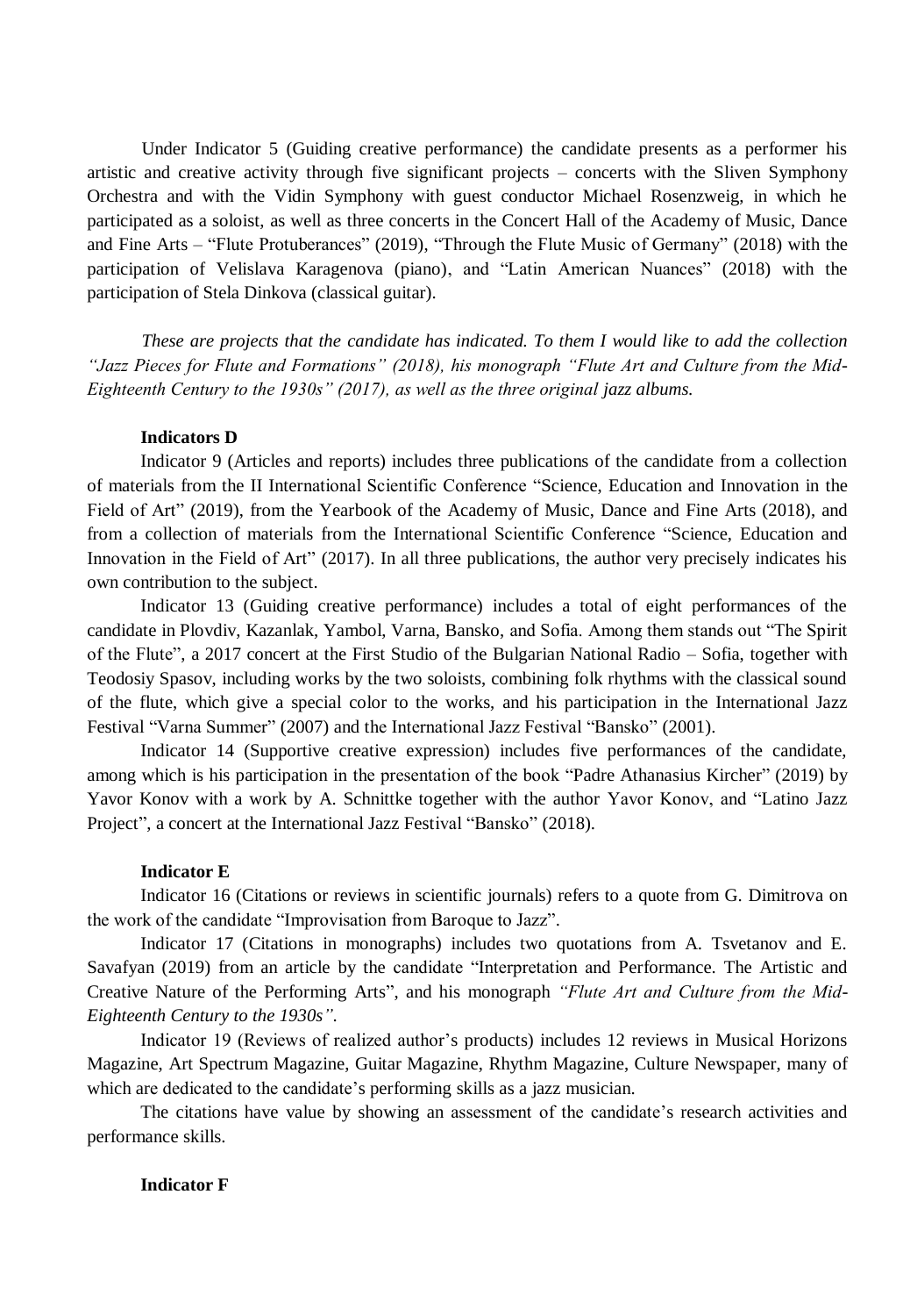Under Indicator 5 (Guiding creative performance) the candidate presents as a performer his artistic and creative activity through five significant projects – concerts with the Sliven Symphony Orchestra and with the Vidin Symphony with guest conductor Michael Rosenzweig, in which he participated as a soloist, as well as three concerts in the Concert Hall of the Academy of Music, Dance and Fine Arts – "Flute Protuberances" (2019), "Through the Flute Music of Germany" (2018) with the participation of Velislava Karagenova (piano), and "Latin American Nuances" (2018) with the participation of Stela Dinkova (classical guitar).

*These are projects that the candidate has indicated. To them I would like to add the collection "Jazz Pieces for Flute and Formations" (2018), his monograph "Flute Art and Culture from the Mid-Eighteenth Century to the 1930s" (2017), as well as the three original jazz albums.*

**Indicators D**

Indicator 9 (Articles and reports) includes three publications of the candidate from a collection of materials from the II International Scientific Conference "Science, Education and Innovation in the Field of Art" (2019), from the Yearbook of the Academy of Music, Dance and Fine Arts (2018), and from a collection of materials from the International Scientific Conference "Science, Education and Innovation in the Field of Art" (2017). In all three publications, the author very precisely indicates his own contribution to the subject.

Indicator 13 (Guiding creative performance) includes a total of eight performances of the candidate in Plovdiv, Kazanlak, Yambol, Varna, Bansko, and Sofia. Among them stands out "The Spirit of the Flute", a 2017 concert at the First Studio of the Bulgarian National Radio – Sofia, together with Teodosiy Spasov, including works by the two soloists, combining folk rhythms with the classical sound of the flute, which give a special color to the works, and his participation in the International Jazz Festival "Varna Summer" (2007) and the International Jazz Festival "Bansko" (2001).

Indicator 14 (Supportive creative expression) includes five performances of the candidate, among which is his participation in the presentation of the book "Padre Athanasius Kircher" (2019) by Yavor Konov with a work by A. Schnittke together with the author Yavor Konov, and "Latino Jazz Project", a concert at the International Jazz Festival "Bansko" (2018).

**Indicator E**

Indicator 16 (Citations or reviews in scientific journals) refers to a quote from G. Dimitrova on the work of the candidate "Improvisation from Baroque to Jazz".

Indicator 17 (Citations in monographs) includes two quotations from A. Tsvetanov and E. Savafyan (2019) from an article by the candidate "Interpretation and Performance. The Artistic and Creative Nature of the Performing Arts", and his monograph *"Flute Art and Culture from the Mid-Eighteenth Century to the 1930s"*.

Indicator 19 (Reviews of realized author's products) includes 12 reviews in Musical Horizons Magazine, Art Spectrum Magazine, Guitar Magazine, Rhythm Magazine, Culture Newspaper, many of which are dedicated to the candidate's performing skills as a jazz musician.

The citations have value by showing an assessment of the candidate's research activities and performance skills.

**Indicator F**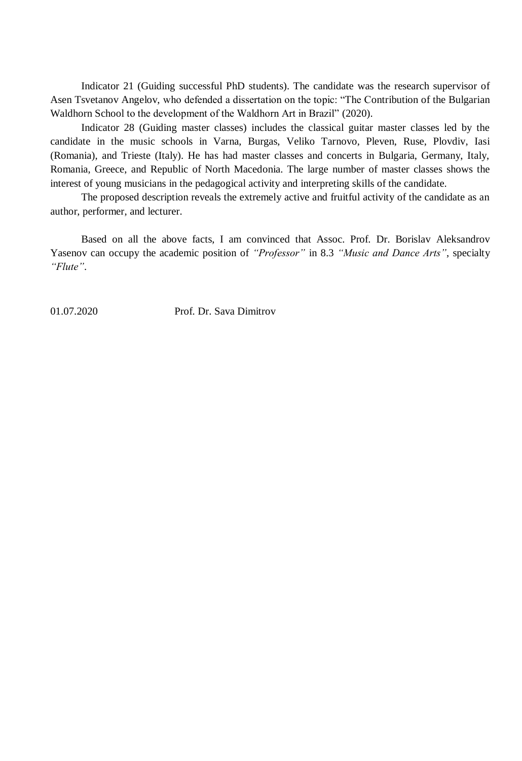Indicator 21 (Guiding successful PhD students). The candidate was the research supervisor of Asen Tsvetanov Angelov, who defended a dissertation on the topic: "The Contribution of the Bulgarian Waldhorn School to the development of the Waldhorn Art in Brazil" (2020).

Indicator 28 (Guiding master classes) includes the classical guitar master classes led by the candidate in the music schools in Varna, Burgas, Veliko Tarnovo, Pleven, Ruse, Plovdiv, Iasi (Romania), and Trieste (Italy). He has had master classes and concerts in Bulgaria, Germany, Italy, Romania, Greece, and Republic of North Macedonia. The large number of master classes shows the interest of young musicians in the pedagogical activity and interpreting skills of the candidate.

The proposed description reveals the extremely active and fruitful activity of the candidate as an author, performer, and lecturer.

Based on all the above facts, I am convinced that Assoc. Prof. Dr. Borislav Aleksandrov Yasenov can occupy the academic position of *"Professor"* in 8.3 *"Music and Dance Arts"*, specialty *"Flute"*.

01.07.2020 Prof. Dr. Sava Dimitrov